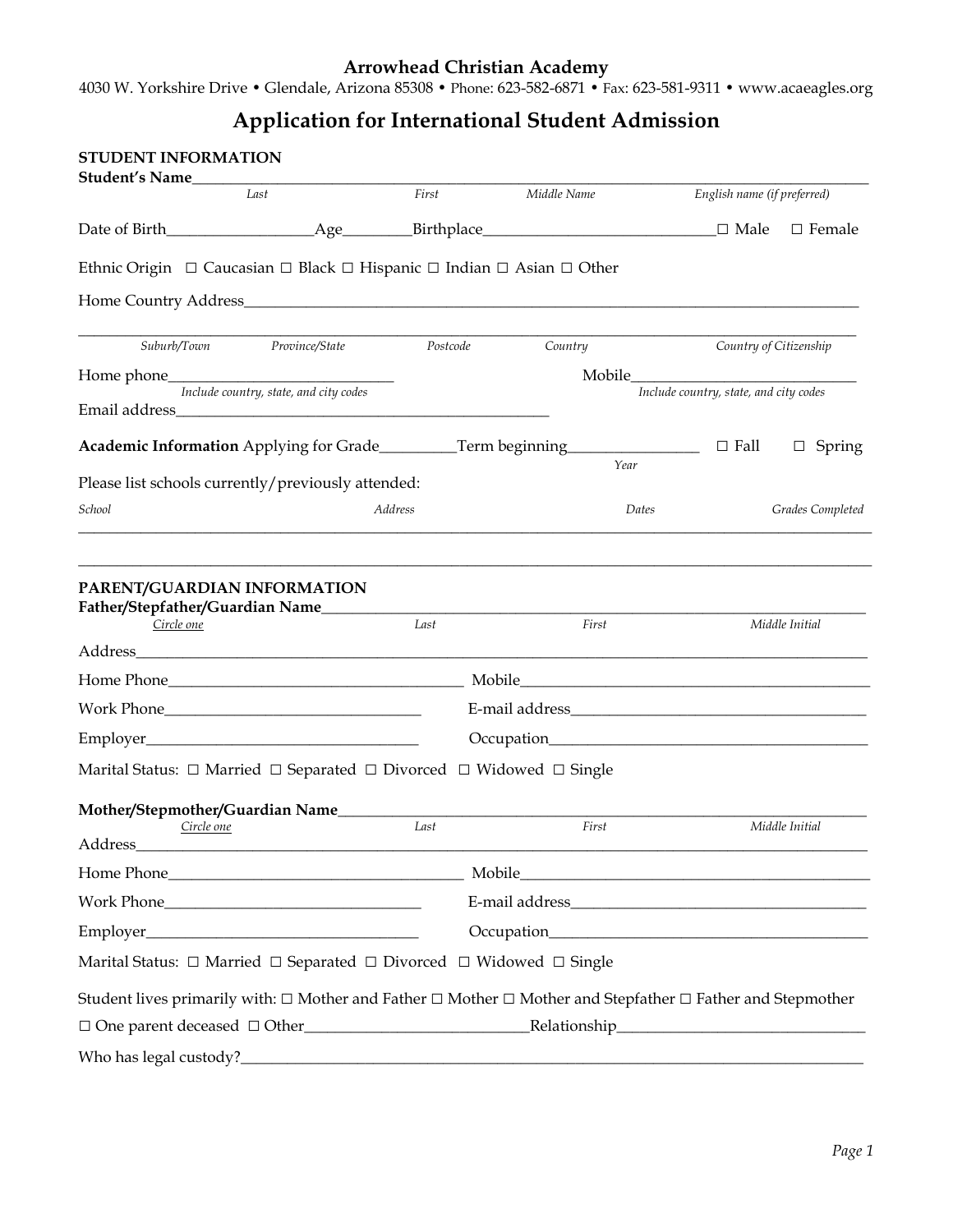# Arrowhead Christian Academy

4030 W. Yorkshire Drive • Glendale, Arizona 85308 • Phone: 623-582-6871 • Fax: 623-581-9311 • www.acaeagles.org

## Application for International Student Admission

**STUDENT INFORMATION**

**Student's Name**\_\_\_\_\_\_\_\_\_\_\_\_\_\_\_\_\_\_\_\_\_\_\_\_\_\_\_\_\_\_\_\_\_\_\_\_\_\_\_\_\_\_\_\_\_\_\_\_\_\_\_\_\_\_\_\_\_\_\_\_\_\_\_\_\_\_\_\_\_\_\_\_\_\_\_\_

*Last* *First* *Middle Name* *English name (if preferred)*

Date of Birth\_\_\_\_\_\_\_\_\_\_\_\_\_\_\_\_\_\_Age\_\_\_\_\_\_\_\_Birthplace\_\_\_\_\_\_\_\_\_\_\_\_\_\_\_\_\_\_\_\_\_\_\_\_\_\_\_\_\_ ☐ Male ☐ Female

Ethnic Origin ☐ Caucasian ☐ Black ☐ Hispanic ☐ Indian ☐ Asian ☐ Other

Home Country Address\_\_\_\_\_\_\_\_\_\_\_\_\_\_\_\_\_\_\_\_\_\_\_\_\_\_\_\_\_\_\_\_\_\_\_\_\_\_\_\_\_\_\_\_\_\_\_\_\_\_\_\_\_\_\_\_\_\_\_\_\_\_\_\_\_\_\_\_\_\_\_\_\_

\_\_\_\_\_\_\_\_\_\_\_\_\_\_\_\_\_\_\_\_\_\_\_\_\_\_\_\_\_\_\_\_\_\_\_\_\_\_\_\_\_\_\_\_\_\_\_\_\_\_\_\_\_\_\_\_\_\_\_\_\_\_\_\_\_\_\_\_\_\_\_\_\_\_\_\_\_\_\_\_\_\_\_\_\_\_\_\_\_\_\_\_\_

*Suburb/Town* *Province/State* *Postcode* *Country* *Country of Citizenship*

Home phone\_\_\_\_\_\_\_\_\_\_\_\_\_\_\_\_\_\_\_\_\_\_\_\_\_\_\_\_\_\_ Mobile\_\_\_\_\_\_\_\_\_\_\_\_\_\_\_\_\_\_\_\_\_\_\_\_\_\_\_\_\_\_

*Include country, state, and city codes* *Include country, state, and city codes*

Email address\_\_\_\_\_\_\_\_\_\_\_\_\_\_\_\_\_\_\_\_\_\_\_\_\_\_\_\_\_\_\_\_\_\_\_\_\_\_\_\_\_\_\_\_\_\_\_\_\_\_

**Academic Information** Applying for Grade\_\_\_\_\_\_\_\_\_\_Term beginning\_\_\_\_\_\_\_\_\_\_\_\_\_\_\_\_\_ ☐ Fall ☐ Spring

*Year*

Please list schools currently/previously attended:

*School* *Address* *Dates* *Grades Completed*

\_\_\_\_\_\_\_\_\_\_\_\_\_\_\_\_\_\_\_\_\_\_\_\_\_\_\_\_\_\_\_\_\_\_\_\_\_\_\_\_\_\_\_\_\_\_\_\_\_\_\_\_\_\_\_\_\_\_\_\_\_\_\_\_\_\_\_\_\_\_\_\_\_\_\_\_\_\_\_\_\_\_\_\_\_\_\_\_\_\_\_\_\_

\_\_\_\_\_\_\_\_\_\_\_\_\_\_\_\_\_\_\_\_\_\_\_\_\_\_\_\_\_\_\_\_\_\_\_\_\_\_\_\_\_\_\_\_\_\_\_\_\_\_\_\_\_\_\_\_\_\_\_\_\_\_\_\_\_\_\_\_\_\_\_\_\_\_\_\_\_\_\_\_\_\_\_\_\_\_\_\_\_\_\_\_\_

**PARENT/GUARDIAN INFORMATION**

**Father/Stepfather/Guardian Name**\_\_\_\_\_\_\_\_\_\_\_\_\_\_\_\_\_\_\_\_\_\_\_\_\_\_\_\_\_\_\_\_\_\_\_\_\_\_\_\_\_\_\_\_\_\_\_\_\_\_\_\_\_\_\_\_\_\_\_\_\_\_\_\_\_

*Circle one* *Last* *First* *Middle Initial*

Address\_\_\_\_\_\_\_\_\_\_\_\_\_\_\_\_\_\_\_\_\_\_\_\_\_\_\_\_\_\_\_\_\_\_\_\_\_\_\_\_\_\_\_\_\_\_\_\_\_\_\_\_\_\_\_\_\_\_\_\_\_\_\_\_\_\_\_\_\_\_\_\_\_\_\_\_\_\_\_\_\_\_\_\_\_\_\_

Home Phone\_\_\_\_\_\_\_\_\_\_\_\_\_\_\_\_\_\_\_\_\_\_\_\_\_\_\_\_\_\_\_\_\_\_\_\_\_\_ Mobile\_\_\_\_\_\_\_\_\_\_\_\_\_\_\_\_\_\_\_\_\_\_\_\_\_\_\_\_\_\_\_\_\_\_\_\_\_\_\_\_\_\_\_\_\_

Work Phone\_\_\_\_\_\_\_\_\_\_\_\_\_\_\_\_\_\_\_\_\_\_\_\_\_\_\_\_\_\_\_\_\_ E-mail address\_\_\_\_\_\_\_\_\_\_\_\_\_\_\_\_\_\_\_\_\_\_\_\_\_\_\_\_\_\_\_\_\_\_\_\_\_\_\_

Employer\_\_\_\_\_\_\_\_\_\_\_\_\_\_\_\_\_\_\_\_\_\_\_\_\_\_\_\_\_\_\_\_\_\_\_ Occupation\_\_\_\_\_\_\_\_\_\_\_\_\_\_\_\_\_\_\_\_\_\_\_\_\_\_\_\_\_\_\_\_\_\_\_\_\_\_\_\_\_

Marital Status: ☐ Married ☐ Separated ☐ Divorced ☐ Widowed ☐ Single

**Mother/Stepmother/Guardian Name**\_\_\_\_\_\_\_\_\_\_\_\_\_\_\_\_\_\_\_\_\_\_\_\_\_\_\_\_\_\_\_\_\_\_\_\_\_\_\_\_\_\_\_\_\_\_\_\_\_\_\_\_\_\_\_\_\_\_\_\_\_\_\_

*Circle one* *Last* *First* *Middle Initial*

Address\_\_\_\_\_\_\_\_\_\_\_\_\_\_\_\_\_\_\_\_\_\_\_\_\_\_\_\_\_\_\_\_\_\_\_\_\_\_\_\_\_\_\_\_\_\_\_\_\_\_\_\_\_\_\_\_\_\_\_\_\_\_\_\_\_\_\_\_\_\_\_\_\_\_\_\_\_\_\_\_\_\_\_\_\_\_\_

Home Phone\_\_\_\_\_\_\_\_\_\_\_\_\_\_\_\_\_\_\_\_\_\_\_\_\_\_\_\_\_\_\_\_\_\_\_\_\_\_ Mobile\_\_\_\_\_\_\_\_\_\_\_\_\_\_\_\_\_\_\_\_\_\_\_\_\_\_\_\_\_\_\_\_\_\_\_\_\_\_\_\_\_\_\_\_\_

Work Phone\_\_\_\_\_\_\_\_\_\_\_\_\_\_\_\_\_\_\_\_\_\_\_\_\_\_\_\_\_\_\_\_\_ E-mail address\_\_\_\_\_\_\_\_\_\_\_\_\_\_\_\_\_\_\_\_\_\_\_\_\_\_\_\_\_\_\_\_\_\_\_\_\_\_\_

Employer\_\_\_\_\_\_\_\_\_\_\_\_\_\_\_\_\_\_\_\_\_\_\_\_\_\_\_\_\_\_\_\_\_\_\_ Occupation\_\_\_\_\_\_\_\_\_\_\_\_\_\_\_\_\_\_\_\_\_\_\_\_\_\_\_\_\_\_\_\_\_\_\_\_\_\_\_\_\_

Marital Status: ☐ Married ☐ Separated ☐ Divorced ☐ Widowed ☐ Single

Student lives primarily with: ☐ Mother and Father ☐ Mother ☐ Mother and Stepfather ☐ Father and Stepmother

☐ One parent deceased ☐ Other\_\_\_\_\_\_\_\_\_\_\_\_\_\_\_\_\_\_\_\_\_\_\_\_\_\_\_\_Relationship\_\_\_\_\_\_\_\_\_\_\_\_\_\_\_\_\_\_\_\_\_\_\_\_\_\_\_\_\_\_\_

Who has legal custody?\_\_\_\_\_\_\_\_\_\_\_\_\_\_\_\_\_\_\_\_\_\_\_\_\_\_\_\_\_\_\_\_\_\_\_\_\_\_\_\_\_\_\_\_\_\_\_\_\_\_\_\_\_\_\_\_\_\_\_\_\_\_\_\_\_\_\_\_\_\_\_\_\_\_\_\_\_\_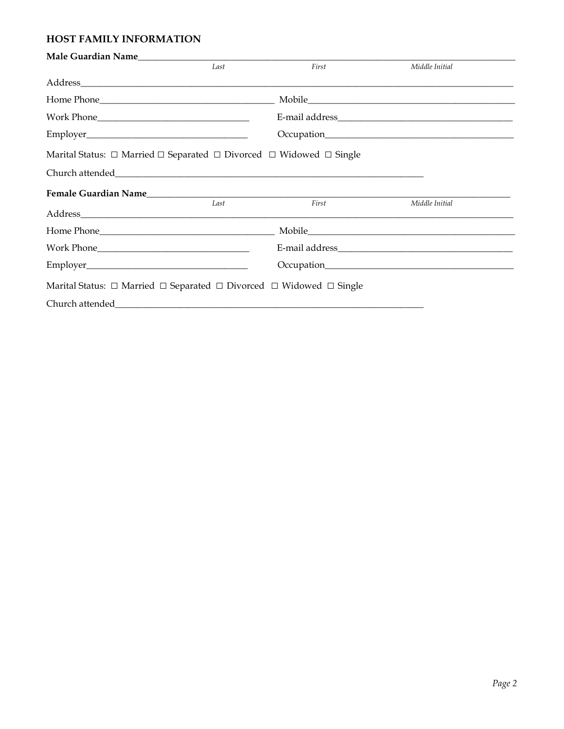## HOST FAMILY INFORMATION

**Male Guardian Name**\_\_\_\_\_\_\_\_\_\_\_\_\_\_\_\_\_\_\_\_\_\_\_\_\_\_\_\_\_\_\_\_\_\_\_\_\_\_\_\_\_\_\_\_\_\_\_\_\_\_\_\_\_\_\_\_\_\_\_\_\_\_\_\_\_\_\_\_\_\_\_\_

*Last* *First* *Middle Initial*

Address\_\_\_\_\_\_\_\_\_\_\_\_\_\_\_\_\_\_\_\_\_\_\_\_\_\_\_\_\_\_\_\_\_\_\_\_\_\_\_\_\_\_\_\_\_\_\_\_\_\_\_\_\_\_\_\_\_\_\_\_\_\_\_\_\_\_\_\_\_\_\_\_\_\_\_\_\_\_\_\_

Home Phone\_\_\_\_\_\_\_\_\_\_\_\_\_\_\_\_\_\_\_\_\_\_\_\_\_\_\_\_\_\_\_\_ Mobile\_\_\_\_\_\_\_\_\_\_\_\_\_\_\_\_\_\_\_\_\_\_\_\_\_\_\_\_\_\_\_\_\_\_\_\_\_\_\_\_

Work Phone\_\_\_\_\_\_\_\_\_\_\_\_\_\_\_\_\_\_\_\_\_\_\_\_\_\_\_\_ E-mail address\_\_\_\_\_\_\_\_\_\_\_\_\_\_\_\_\_\_\_\_\_\_\_\_\_\_\_\_\_\_\_\_\_\_\_

Employer\_\_\_\_\_\_\_\_\_\_\_\_\_\_\_\_\_\_\_\_\_\_\_\_\_\_\_\_\_\_ Occupation\_\_\_\_\_\_\_\_\_\_\_\_\_\_\_\_\_\_\_\_\_\_\_\_\_\_\_\_\_\_\_\_\_\_\_\_\_

Marital Status: ☐ Married ☐ Separated ☐ Divorced ☐ Widowed ☐ Single

Church attended\_\_\_\_\_\_\_\_\_\_\_\_\_\_\_\_\_\_\_\_\_\_\_\_\_\_\_\_\_\_\_\_\_\_\_\_\_\_\_\_\_\_\_\_\_\_\_\_\_\_\_\_\_\_\_\_\_\_\_\_

**Female Guardian Name**\_\_\_\_\_\_\_\_\_\_\_\_\_\_\_\_\_\_\_\_\_\_\_\_\_\_\_\_\_\_\_\_\_\_\_\_\_\_\_\_\_\_\_\_\_\_\_\_\_\_\_\_\_\_\_\_\_\_\_\_\_\_\_\_\_\_\_\_\_

*Last* *First* *Middle Initial*

Address\_\_\_\_\_\_\_\_\_\_\_\_\_\_\_\_\_\_\_\_\_\_\_\_\_\_\_\_\_\_\_\_\_\_\_\_\_\_\_\_\_\_\_\_\_\_\_\_\_\_\_\_\_\_\_\_\_\_\_\_\_\_\_\_\_\_\_\_\_\_\_\_\_\_\_\_\_\_\_\_

Home Phone\_\_\_\_\_\_\_\_\_\_\_\_\_\_\_\_\_\_\_\_\_\_\_\_\_\_\_\_\_\_\_\_ Mobile\_\_\_\_\_\_\_\_\_\_\_\_\_\_\_\_\_\_\_\_\_\_\_\_\_\_\_\_\_\_\_\_\_\_\_\_\_\_\_\_

Work Phone\_\_\_\_\_\_\_\_\_\_\_\_\_\_\_\_\_\_\_\_\_\_\_\_\_\_\_\_ E-mail address\_\_\_\_\_\_\_\_\_\_\_\_\_\_\_\_\_\_\_\_\_\_\_\_\_\_\_\_\_\_\_\_\_\_\_

Employer\_\_\_\_\_\_\_\_\_\_\_\_\_\_\_\_\_\_\_\_\_\_\_\_\_\_\_\_\_\_ Occupation\_\_\_\_\_\_\_\_\_\_\_\_\_\_\_\_\_\_\_\_\_\_\_\_\_\_\_\_\_\_\_\_\_\_\_\_\_

Marital Status: ☐ Married ☐ Separated ☐ Divorced ☐ Widowed ☐ Single

Church attended\_\_\_\_\_\_\_\_\_\_\_\_\_\_\_\_\_\_\_\_\_\_\_\_\_\_\_\_\_\_\_\_\_\_\_\_\_\_\_\_\_\_\_\_\_\_\_\_\_\_\_\_\_\_\_\_\_\_\_\_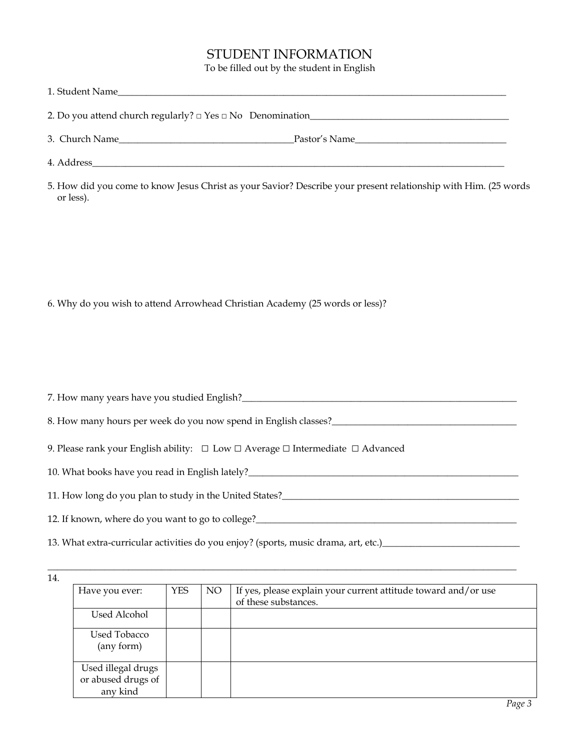# STUDENT INFORMATION

To be filled out by the student in English

1. Student Name\_\_\_\_\_\_\_\_\_\_\_\_\_\_\_\_\_\_\_\_\_\_\_\_\_\_\_\_\_\_\_\_\_\_\_\_\_\_\_\_\_\_\_\_\_\_\_\_\_\_\_\_\_\_\_\_\_\_\_\_

2. Do you attend church regularly? □ Yes □ No   Denomination\_\_\_\_\_\_\_\_\_\_\_\_\_\_\_\_\_\_\_\_\_\_\_\_\_\_\_\_\_\_\_\_\_\_

3. Church Name\_\_\_\_\_\_\_\_\_\_\_\_\_\_\_\_\_\_\_\_\_\_\_\_\_\_\_\_\_\_Pastor's Name\_\_\_\_\_\_\_\_\_\_\_\_\_\_\_\_\_\_\_\_\_\_\_\_\_\_

4. Address\_\_\_\_\_\_\_\_\_\_\_\_\_\_\_\_\_\_\_\_\_\_\_\_\_\_\_\_\_\_\_\_\_\_\_\_\_\_\_\_\_\_\_\_\_\_\_\_\_\_\_\_\_\_\_\_\_\_\_\_\_\_\_\_\_\_\_\_\_\_

5. How did you come to know Jesus Christ as your Savior? Describe your present relationship with Him. (25 words or less).

6. Why do you wish to attend Arrowhead Christian Academy (25 words or less)?

7. How many years have you studied English?\_\_\_\_\_\_\_\_\_\_\_\_\_\_\_\_\_\_\_\_\_\_\_\_\_\_\_\_\_\_\_\_\_\_\_\_\_\_\_\_\_\_\_\_\_\_\_\_

8. How many hours per week do you now spend in English classes?\_\_\_\_\_\_\_\_\_\_\_\_\_\_\_\_\_\_\_\_\_\_\_\_\_\_\_\_\_\_\_\_

9. Please rank your English ability:   ☐ Low ☐ Average ☐ Intermediate  ☐ Advanced

10. What books have you read in English lately?\_\_\_\_\_\_\_\_\_\_\_\_\_\_\_\_\_\_\_\_\_\_\_\_\_\_\_\_\_\_\_\_\_\_\_\_\_\_\_\_\_\_\_\_\_\_

11. How long do you plan to study in the United States?\_\_\_\_\_\_\_\_\_\_\_\_\_\_\_\_\_\_\_\_\_\_\_\_\_\_\_\_\_\_\_\_\_\_\_\_\_\_\_\_

12. If known, where do you want to go to college?\_\_\_\_\_\_\_\_\_\_\_\_\_\_\_\_\_\_\_\_\_\_\_\_\_\_\_\_\_\_\_\_\_\_\_\_\_\_\_\_\_\_\_\_

13. What extra-curricular activities do you enjoy? (sports, music drama, art, etc.)\_\_\_\_\_\_\_\_\_\_\_\_\_\_\_\_\_\_\_\_\_\_\_

\_\_\_\_\_\_\_\_\_\_\_\_\_\_\_\_\_\_\_\_\_\_\_\_\_\_\_\_\_\_\_\_\_\_\_\_\_\_\_\_\_\_\_\_\_\_\_\_\_\_\_\_\_\_\_\_\_\_\_\_\_\_\_\_\_\_\_\_\_\_\_\_\_\_\_\_\_\_

14.

| Have you ever: | YES | NO | If yes, please explain your current attitude toward and/or use of these substances. |
|---|---|---|---|
| Used Alcohol | | | |
| Used Tobacco (any form) | | | |
| Used illegal drugs or abused drugs of any kind | | | |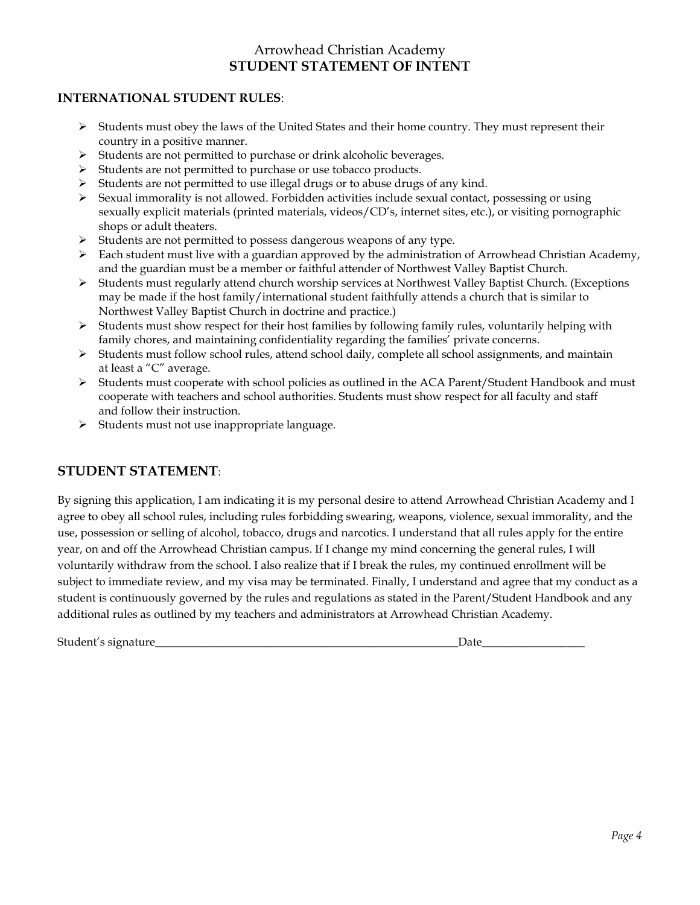# Arrowhead Christian Academy
## STUDENT STATEMENT OF INTENT

**INTERNATIONAL STUDENT RULES**:

- Students must obey the laws of the United States and their home country. They must represent their country in a positive manner.
- Students are not permitted to purchase or drink alcoholic beverages.
- Students are not permitted to purchase or use tobacco products.
- Students are not permitted to use illegal drugs or to abuse drugs of any kind.
- Sexual immorality is not allowed. Forbidden activities include sexual contact, possessing or using sexually explicit materials (printed materials, videos/CD's, internet sites, etc.), or visiting pornographic shops or adult theaters.
- Students are not permitted to possess dangerous weapons of any type.
- Each student must live with a guardian approved by the administration of Arrowhead Christian Academy, and the guardian must be a member or faithful attender of Northwest Valley Baptist Church.
- Students must regularly attend church worship services at Northwest Valley Baptist Church. (Exceptions may be made if the host family/international student faithfully attends a church that is similar to Northwest Valley Baptist Church in doctrine and practice.)
- Students must show respect for their host families by following family rules, voluntarily helping with family chores, and maintaining confidentiality regarding the families' private concerns.
- Students must follow school rules, attend school daily, complete all school assignments, and maintain at least a "C" average.
- Students must cooperate with school policies as outlined in the ACA Parent/Student Handbook and must cooperate with teachers and school authorities. Students must show respect for all faculty and staff and follow their instruction.
- Students must not use inappropriate language.

## STUDENT STATEMENT:

By signing this application, I am indicating it is my personal desire to attend Arrowhead Christian Academy and I agree to obey all school rules, including rules forbidding swearing, weapons, violence, sexual immorality, and the use, possession or selling of alcohol, tobacco, drugs and narcotics. I understand that all rules apply for the entire year, on and off the Arrowhead Christian campus. If I change my mind concerning the general rules, I will voluntarily withdraw from the school. I also realize that if I break the rules, my continued enrollment will be subject to immediate review, and my visa may be terminated. Finally, I understand and agree that my conduct as a student is continuously governed by the rules and regulations as stated in the Parent/Student Handbook and any additional rules as outlined by my teachers and administrators at Arrowhead Christian Academy.

Student's signature_______________________________________________________Date__________________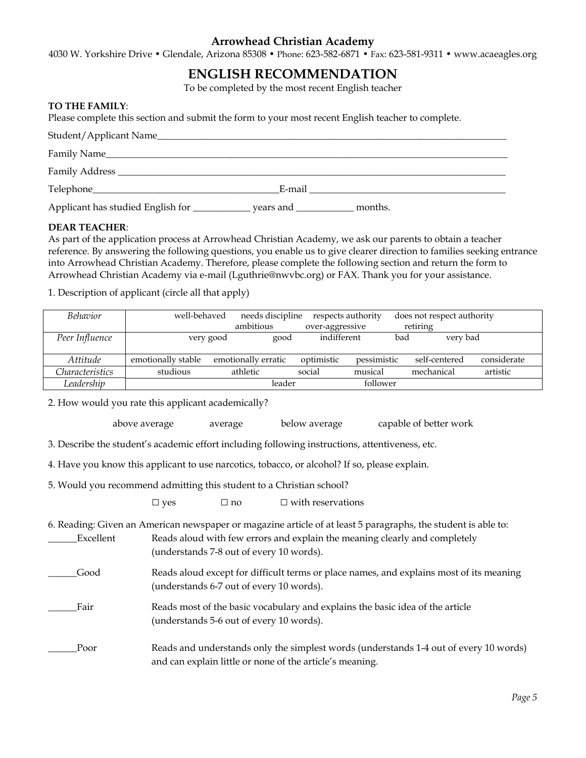**Arrowhead Christian Academy**

4030 W. Yorkshire Drive • Glendale, Arizona 85308 • Phone: 623-582-6871 • Fax: 623-581-9311 • www.acaeagles.org

# ENGLISH RECOMMENDATION

To be completed by the most recent English teacher

**TO THE FAMILY**:

Please complete this section and submit the form to your most recent English teacher to complete.

Student/Applicant Name_______________________________________________

Family Name_______________________________________________

Family Address _______________________________________________

Telephone_________________________E-mail _________________________

Applicant has studied English for ____________ years and ____________ months.

**DEAR TEACHER**:

As part of the application process at Arrowhead Christian Academy, we ask our parents to obtain a teacher reference. By answering the following questions, you enable us to give clearer direction to families seeking entrance into Arrowhead Christian Academy. Therefore, please complete the following section and return the form to Arrowhead Christian Academy via e-mail (Lguthrie@nwvbc.org) or FAX. Thank you for your assistance.

1. Description of applicant (circle all that apply)

| | |
|---|---|
| *Behavior* | well-behaved, needs discipline, respects authority, does not respect authority, ambitious, over-aggressive, retiring |
| *Peer Influence* | very good, good, indifferent, bad, very bad |
| *Attitude* | emotionally stable, emotionally erratic, optimistic, pessimistic, self-centered, considerate |
| *Characteristics* | studious, athletic, social, musical, mechanical, artistic |
| *Leadership* | leader, follower |

2. How would you rate this applicant academically?

above average    average    below average    capable of better work

3. Describe the student's academic effort including following instructions, attentiveness, etc.

4. Have you know this applicant to use narcotics, tobacco, or alcohol? If so, please explain.

5. Would you recommend admitting this student to a Christian school?

☐ yes    ☐ no    ☐ with reservations

6. Reading: Given an American newspaper or magazine article of at least 5 paragraphs, the student is able to:

______Excellent    Reads aloud with few errors and explain the meaning clearly and completely (understands 7-8 out of every 10 words).

______Good    Reads aloud except for difficult terms or place names, and explains most of its meaning (understands 6-7 out of every 10 words).

______Fair    Reads most of the basic vocabulary and explains the basic idea of the article (understands 5-6 out of every 10 words).

______Poor    Reads and understands only the simplest words (understands 1-4 out of every 10 words) and can explain little or none of the article's meaning.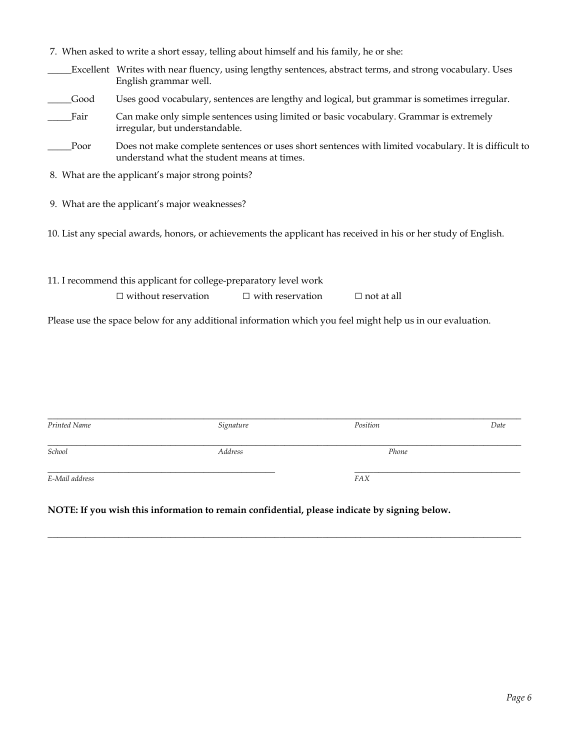7. When asked to write a short essay, telling about himself and his family, he or she:

_____Excellent Writes with near fluency, using lengthy sentences, abstract terms, and strong vocabulary. Uses English grammar well.

_____Good Uses good vocabulary, sentences are lengthy and logical, but grammar is sometimes irregular.

_____Fair Can make only simple sentences using limited or basic vocabulary. Grammar is extremely irregular, but understandable.

_____Poor Does not make complete sentences or uses short sentences with limited vocabulary. It is difficult to understand what the student means at times.

8. What are the applicant's major strong points?

9. What are the applicant's major weaknesses?

10. List any special awards, honors, or achievements the applicant has received in his or her study of English.

11. I recommend this applicant for college-preparatory level work

☐ without reservation ☐ with reservation ☐ not at all

Please use the space below for any additional information which you feel might help us in our evaluation.

_______________________________________________________________________________

*Printed Name* *Signature* *Position* *Date*

_______________________________________________________________________________

*School* *Address* *Phone*

_____________________________________ _____________________________________

*E-Mail address* *FAX*

**NOTE: If you wish this information to remain confidential, please indicate by signing below.**

_______________________________________________________________________________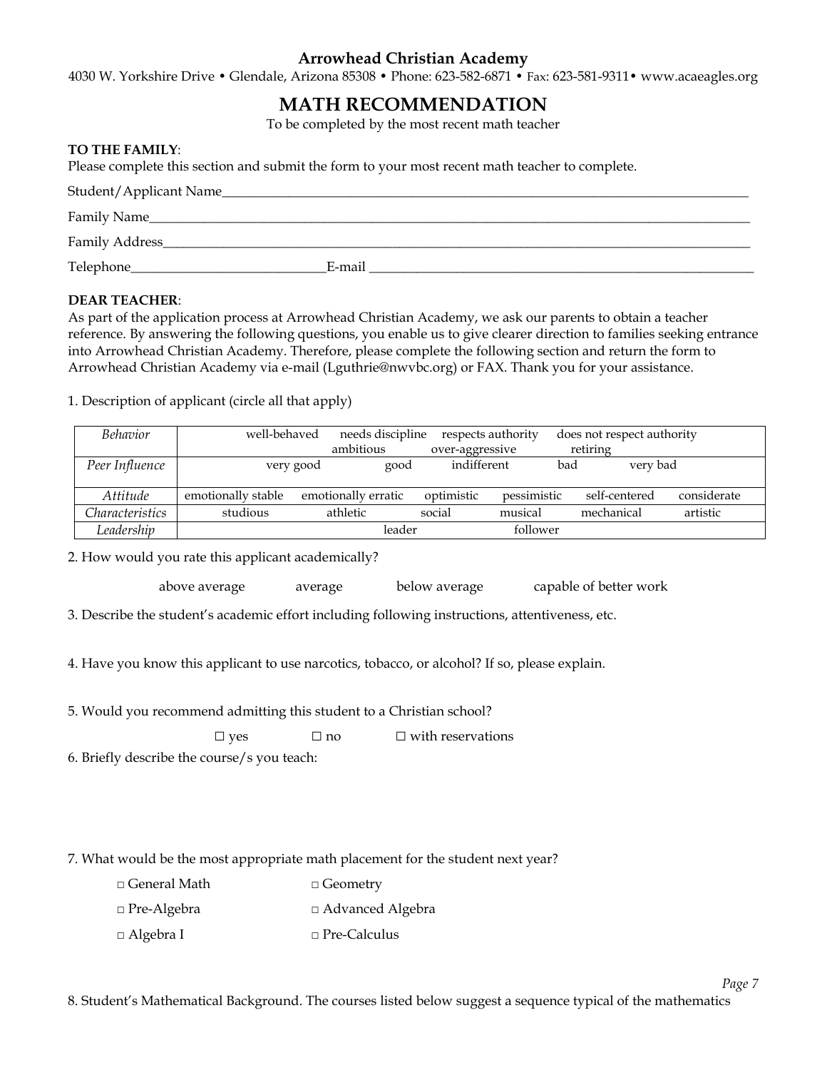**Arrowhead Christian Academy**

4030 W. Yorkshire Drive • Glendale, Arizona 85308 • Phone: 623-582-6871 • Fax: 623-581-9311• www.acaeagles.org

# MATH RECOMMENDATION

To be completed by the most recent math teacher

**TO THE FAMILY**:
Please complete this section and submit the form to your most recent math teacher to complete.

Student/Applicant Name\_\_\_\_\_\_\_\_\_\_\_\_\_\_\_\_\_\_\_\_\_\_\_\_\_\_\_\_\_\_\_\_\_\_\_\_\_\_\_\_\_\_\_\_\_\_\_\_\_\_\_\_\_\_\_\_\_\_\_\_\_\_\_\_\_\_\_\_\_\_

Family Name\_\_\_\_\_\_\_\_\_\_\_\_\_\_\_\_\_\_\_\_\_\_\_\_\_\_\_\_\_\_\_\_\_\_\_\_\_\_\_\_\_\_\_\_\_\_\_\_\_\_\_\_\_\_\_\_\_\_\_\_\_\_\_\_\_\_\_\_\_\_\_\_\_\_\_\_\_\_

Family Address\_\_\_\_\_\_\_\_\_\_\_\_\_\_\_\_\_\_\_\_\_\_\_\_\_\_\_\_\_\_\_\_\_\_\_\_\_\_\_\_\_\_\_\_\_\_\_\_\_\_\_\_\_\_\_\_\_\_\_\_\_\_\_\_\_\_\_\_\_\_\_\_\_\_\_\_

Telephone\_\_\_\_\_\_\_\_\_\_\_\_\_\_\_\_\_\_\_\_\_\_\_\_\_\_\_\_E-mail \_\_\_\_\_\_\_\_\_\_\_\_\_\_\_\_\_\_\_\_\_\_\_\_\_\_\_\_\_\_\_\_\_\_\_\_\_\_\_\_\_\_\_\_\_\_\_\_\_\_\_\_\_

**DEAR TEACHER**:
As part of the application process at Arrowhead Christian Academy, we ask our parents to obtain a teacher reference. By answering the following questions, you enable us to give clearer direction to families seeking entrance into Arrowhead Christian Academy. Therefore, please complete the following section and return the form to Arrowhead Christian Academy via e-mail (Lguthrie@nwvbc.org) or FAX. Thank you for your assistance.

1. Description of applicant (circle all that apply)

| | | | | | | |
|---|---|---|---|---|---|---|
| *Behavior* | well-behaved | needs discipline / ambitious | respects authority / over-aggressive | does not respect authority / retiring | | |
| *Peer Influence* | very good | good | indifferent | bad | very bad | |
| *Attitude* | emotionally stable | emotionally erratic | optimistic | pessimistic | self-centered | considerate |
| *Characteristics* | studious | athletic | social | musical | mechanical | artistic |
| *Leadership* | leader | follower | | | | |

2. How would you rate this applicant academically?

above average &nbsp;&nbsp;&nbsp; average &nbsp;&nbsp;&nbsp; below average &nbsp;&nbsp;&nbsp; capable of better work

3. Describe the student's academic effort including following instructions, attentiveness, etc.

4. Have you know this applicant to use narcotics, tobacco, or alcohol? If so, please explain.

5. Would you recommend admitting this student to a Christian school?

☐ yes &nbsp;&nbsp;&nbsp; ☐ no &nbsp;&nbsp;&nbsp; ☐ with reservations

6. Briefly describe the course/s you teach:

7. What would be the most appropriate math placement for the student next year?

- □ General Math
- □ Pre-Algebra
- □ Algebra I
- □ Geometry
- □ Advanced Algebra
- □ Pre-Calculus

8. Student's Mathematical Background. The courses listed below suggest a sequence typical of the mathematics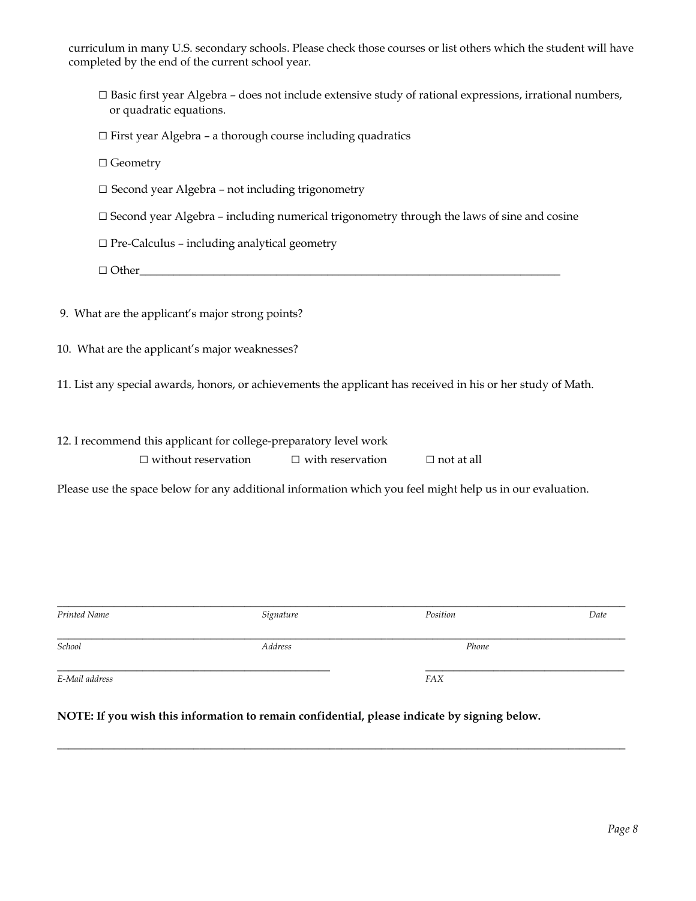curriculum in many U.S. secondary schools. Please check those courses or list others which the student will have completed by the end of the current school year.

- ☐ Basic first year Algebra – does not include extensive study of rational expressions, irrational numbers, or quadratic equations.
- ☐ First year Algebra – a thorough course including quadratics
- ☐ Geometry
- ☐ Second year Algebra – not including trigonometry
- ☐ Second year Algebra – including numerical trigonometry through the laws of sine and cosine
- ☐ Pre-Calculus – including analytical geometry
- ☐ Other______________________________________________________________________________

9. What are the applicant's major strong points?

10. What are the applicant's major weaknesses?

11. List any special awards, honors, or achievements the applicant has received in his or her study of Math.

12. I recommend this applicant for college-preparatory level work

☐ without reservation ☐ with reservation ☐ not at all

Please use the space below for any additional information which you feel might help us in our evaluation.

_____________________________________________________________________________________________

*Printed Name* *Signature* *Position* *Date*

_____________________________________________________________________________________________

*School* *Address* *Phone*

_______________________________________________ ______________________________________

*E-Mail address* *FAX*

**NOTE: If you wish this information to remain confidential, please indicate by signing below.**

_____________________________________________________________________________________________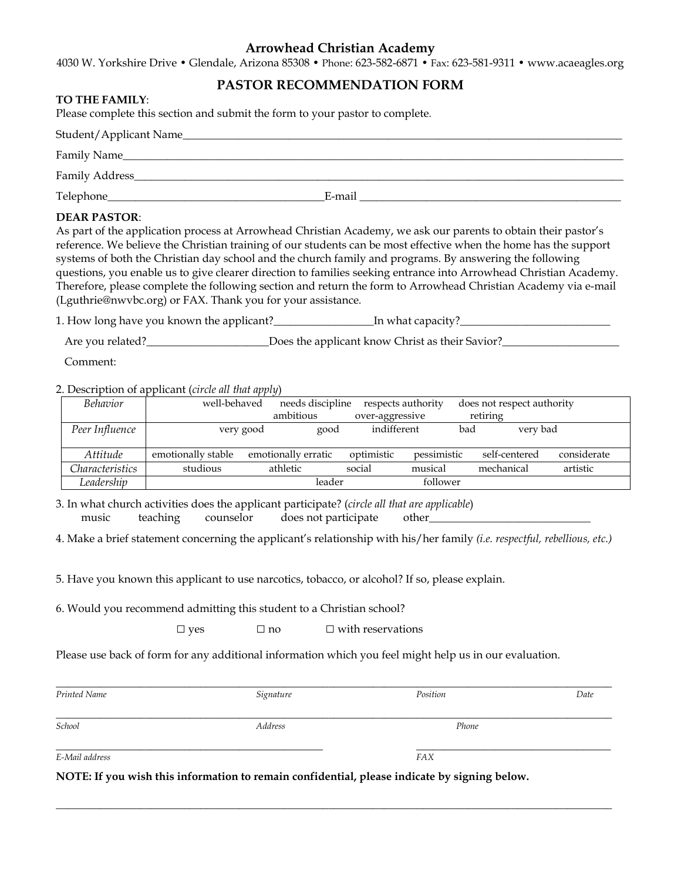# Arrowhead Christian Academy

4030 W. Yorkshire Drive • Glendale, Arizona 85308 • Phone: 623-582-6871 • Fax: 623-581-9311 • www.acaeagles.org

## PASTOR RECOMMENDATION FORM

**TO THE FAMILY**:
Please complete this section and submit the form to your pastor to complete.

Student/Applicant Name\_\_\_\_\_\_\_\_\_\_\_\_\_\_\_\_\_\_\_\_\_\_\_\_\_\_\_\_\_\_\_\_\_\_\_\_\_\_\_\_

Family Name\_\_\_\_\_\_\_\_\_\_\_\_\_\_\_\_\_\_\_\_\_\_\_\_\_\_\_\_\_\_\_\_\_\_\_\_\_\_\_\_

Family Address\_\_\_\_\_\_\_\_\_\_\_\_\_\_\_\_\_\_\_\_\_\_\_\_\_\_\_\_\_\_\_\_\_\_\_\_\_\_\_\_

Telephone\_\_\_\_\_\_\_\_\_\_\_\_\_\_\_\_\_\_\_\_\_\_\_\_E-mail \_\_\_\_\_\_\_\_\_\_\_\_\_\_\_\_\_\_\_\_\_\_\_\_

**DEAR PASTOR**:
As part of the application process at Arrowhead Christian Academy, we ask our parents to obtain their pastor's reference. We believe the Christian training of our students can be most effective when the home has the support systems of both the Christian day school and the church family and programs. By answering the following questions, you enable us to give clearer direction to families seeking entrance into Arrowhead Christian Academy. Therefore, please complete the following section and return the form to Arrowhead Christian Academy via e-mail (Lguthrie@nwvbc.org) or FAX. Thank you for your assistance.

1. How long have you known the applicant?\_\_\_\_\_\_\_\_\_\_\_\_\_\_\_\_In what capacity?\_\_\_\_\_\_\_\_\_\_\_\_\_\_\_\_\_\_\_\_

   Are you related?\_\_\_\_\_\_\_\_\_\_\_\_\_\_\_\_\_\_\_\_Does the applicant know Christ as their Savior?\_\_\_\_\_\_\_\_\_\_\_\_\_\_\_\_\_\_\_\_

   Comment:

2. Description of applicant (*circle all that apply*)

| | | | | | | |
|---|---|---|---|---|---|---|
| *Behavior* | well-behaved | needs discipline | respects authority | does not respect authority | | |
| | | ambitious | over-aggressive | retiring | | |
| *Peer Influence* | very good | good | indifferent | bad | very bad | |
| *Attitude* | emotionally stable | emotionally erratic | optimistic | pessimistic | self-centered | considerate |
| *Characteristics* | studious | athletic | social | musical | mechanical | artistic |
| *Leadership* | leader | follower | | | | |

3. In what church activities does the applicant participate? (*circle all that are applicable*)
   music    teaching    counselor    does not participate    other\_\_\_\_\_\_\_\_\_\_\_\_\_\_\_\_\_\_\_\_

4. Make a brief statement concerning the applicant's relationship with his/her family *(i.e. respectful, rebellious, etc.)*

5. Have you known this applicant to use narcotics, tobacco, or alcohol? If so, please explain.

6. Would you recommend admitting this student to a Christian school?

   ☐ yes    ☐ no    ☐ with reservations

Please use back of form for any additional information which you feel might help us in our evaluation.

\_\_\_\_\_\_\_\_\_\_\_\_\_\_\_\_\_\_\_\_\_\_\_\_\_\_\_\_\_\_\_\_\_\_\_\_\_\_\_\_
*Printed Name*    *Signature*    *Position*    *Date*

\_\_\_\_\_\_\_\_\_\_\_\_\_\_\_\_\_\_\_\_\_\_\_\_\_\_\_\_\_\_\_\_\_\_\_\_\_\_\_\_
*School*    *Address*    *Phone*

\_\_\_\_\_\_\_\_\_\_\_\_\_\_\_\_\_\_\_\_    \_\_\_\_\_\_\_\_\_\_\_\_\_\_\_\_\_\_\_\_
*E-Mail address*    *FAX*

**NOTE: If you wish this information to remain confidential, please indicate by signing below.**

\_\_\_\_\_\_\_\_\_\_\_\_\_\_\_\_\_\_\_\_\_\_\_\_\_\_\_\_\_\_\_\_\_\_\_\_\_\_\_\_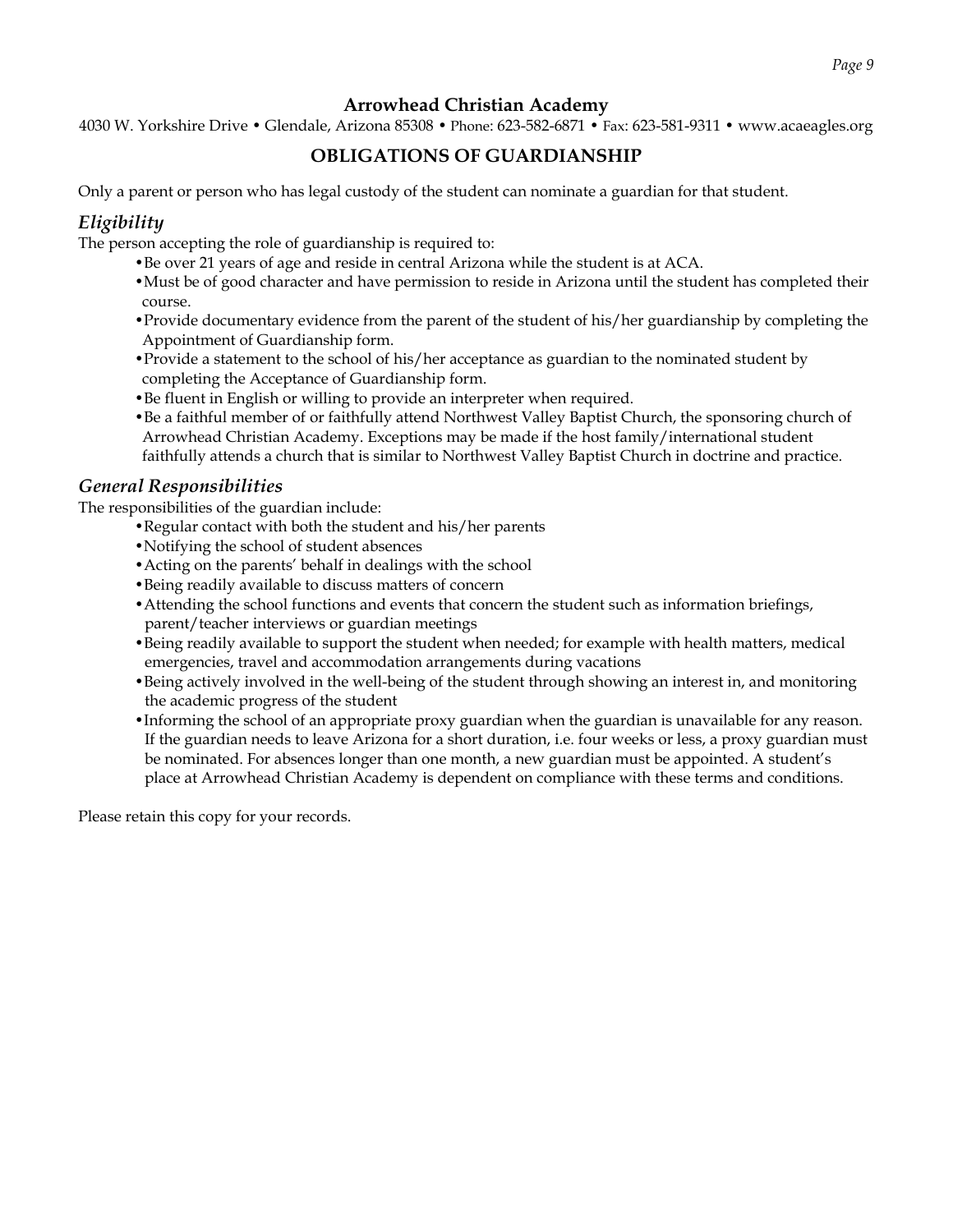## Arrowhead Christian Academy

4030 W. Yorkshire Drive • Glendale, Arizona 85308 • Phone: 623-582-6871 • Fax: 623-581-9311 • www.acaeagles.org

## OBLIGATIONS OF GUARDIANSHIP

Only a parent or person who has legal custody of the student can nominate a guardian for that student.

### *Eligibility*

The person accepting the role of guardianship is required to:

- Be over 21 years of age and reside in central Arizona while the student is at ACA.
- Must be of good character and have permission to reside in Arizona until the student has completed their course.
- Provide documentary evidence from the parent of the student of his/her guardianship by completing the Appointment of Guardianship form.
- Provide a statement to the school of his/her acceptance as guardian to the nominated student by completing the Acceptance of Guardianship form.
- Be fluent in English or willing to provide an interpreter when required.
- Be a faithful member of or faithfully attend Northwest Valley Baptist Church, the sponsoring church of Arrowhead Christian Academy. Exceptions may be made if the host family/international student faithfully attends a church that is similar to Northwest Valley Baptist Church in doctrine and practice.

### *General Responsibilities*

The responsibilities of the guardian include:

- Regular contact with both the student and his/her parents
- Notifying the school of student absences
- Acting on the parents' behalf in dealings with the school
- Being readily available to discuss matters of concern
- Attending the school functions and events that concern the student such as information briefings, parent/teacher interviews or guardian meetings
- Being readily available to support the student when needed; for example with health matters, medical emergencies, travel and accommodation arrangements during vacations
- Being actively involved in the well-being of the student through showing an interest in, and monitoring the academic progress of the student
- Informing the school of an appropriate proxy guardian when the guardian is unavailable for any reason. If the guardian needs to leave Arizona for a short duration, i.e. four weeks or less, a proxy guardian must be nominated. For absences longer than one month, a new guardian must be appointed. A student's place at Arrowhead Christian Academy is dependent on compliance with these terms and conditions.

Please retain this copy for your records.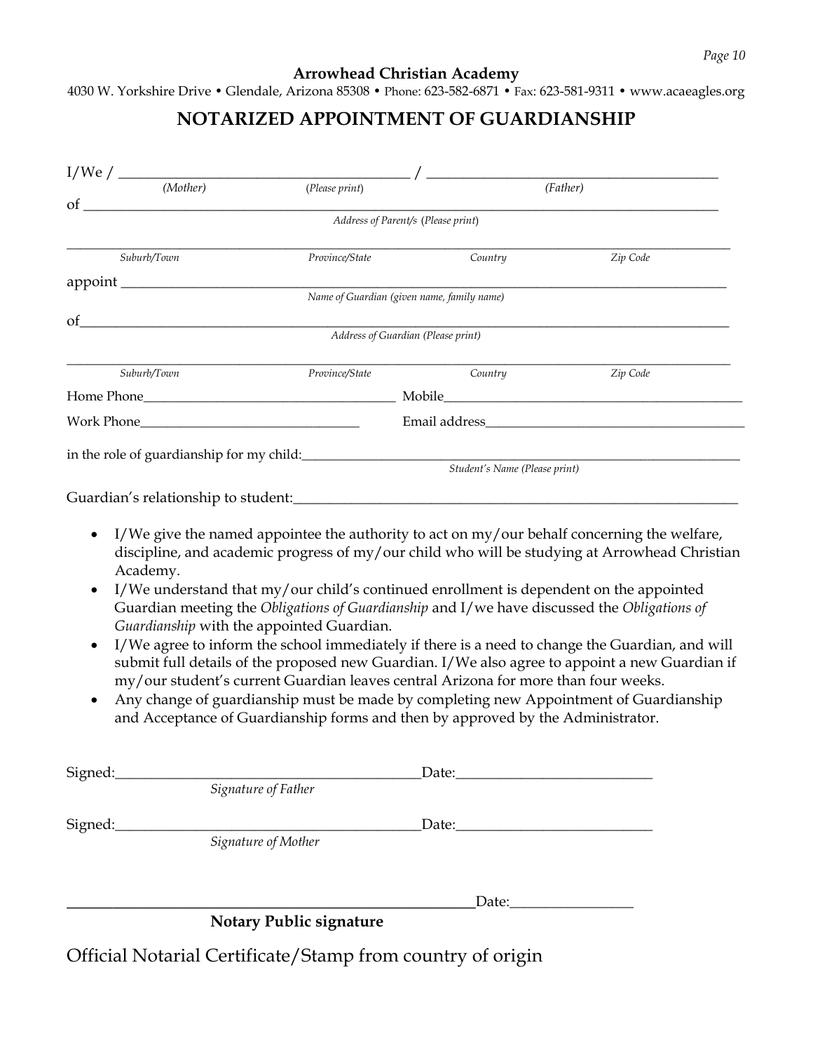**Arrowhead Christian Academy**

4030 W. Yorkshire Drive • Glendale, Arizona 85308 • Phone: 623-582-6871 • Fax: 623-581-9311 • www.acaeagles.org

# NOTARIZED APPOINTMENT OF GUARDIANSHIP

I/We / ________________________________________ / ________________________________________

*(Mother)* (*Please print*) *(Father)*

of ____________________________________________________________________________________

*Address of Parent/s (Please print)*

__________________________________________________________________________________________

*Suburb/Town* *Province/State* *Country* *Zip Code*

appoint ________________________________________________________________________________

*Name of Guardian (given name, family name)*

of_____________________________________________________________________________________

*Address of Guardian (Please print)*

__________________________________________________________________________________________

*Suburb/Town* *Province/State* *Country* *Zip Code*

Home Phone____________________________________ Mobile____________________________________________

Work Phone________________________________ Email address______________________________________

in the role of guardianship for my child:_______________________________________________________

*Student's Name (Please print)*

Guardian's relationship to student:_________________________________________________________

- I/We give the named appointee the authority to act on my/our behalf concerning the welfare, discipline, and academic progress of my/our child who will be studying at Arrowhead Christian Academy.
- I/We understand that my/our child's continued enrollment is dependent on the appointed Guardian meeting the *Obligations of Guardianship* and I/we have discussed the *Obligations of Guardianship* with the appointed Guardian.
- I/We agree to inform the school immediately if there is a need to change the Guardian, and will submit full details of the proposed new Guardian. I/We also agree to appoint a new Guardian if my/our student's current Guardian leaves central Arizona for more than four weeks.
- Any change of guardianship must be made by completing new Appointment of Guardianship and Acceptance of Guardianship forms and then by approved by the Administrator.

Signed:__________________________________________Date:__________________________

*Signature of Father*

Signed:__________________________________________Date:__________________________

*Signature of Mother*

________________________________________________________Date:_________________

**Notary Public signature**

Official Notarial Certificate/Stamp from country of origin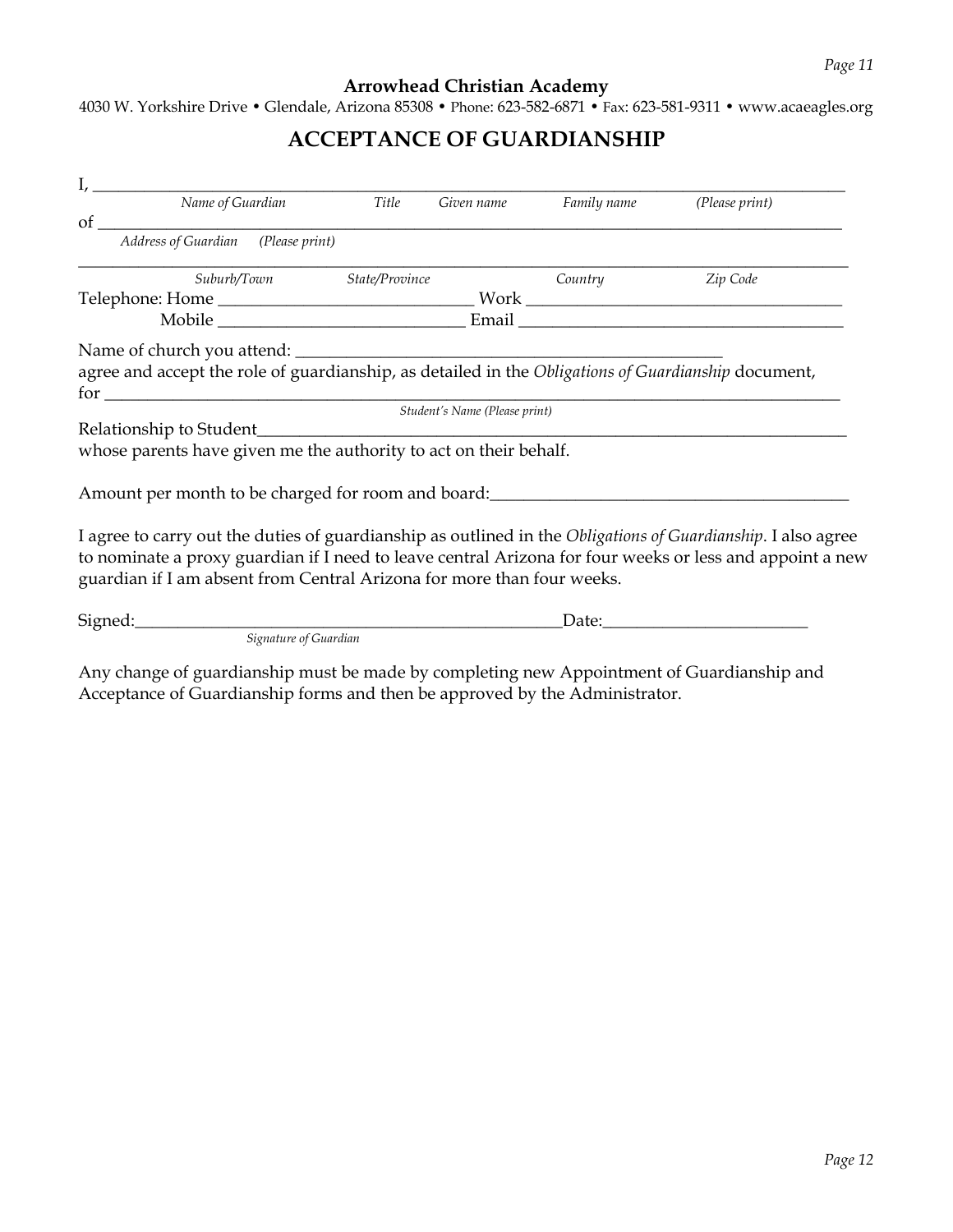**Arrowhead Christian Academy**

4030 W. Yorkshire Drive • Glendale, Arizona 85308 • Phone: 623-582-6871 • Fax: 623-581-9311 • www.acaeagles.org

# ACCEPTANCE OF GUARDIANSHIP

I, ______________________________________________________________________________

*Name of Guardian* *Title* *Given name* *Family name* *(Please print)*

of ______________________________________________________________________________

*Address of Guardian* *(Please print)*

________________________________________________________________________________

*Suburb/Town* *State/Province* *Country* *Zip Code*

Telephone: Home ____________________________ Work ___________________________________

Mobile ____________________________ Email ___________________________________

Name of church you attend: _______________________________________________

agree and accept the role of guardianship, as detailed in the *Obligations of Guardianship* document,

for ______________________________________________________________________________

*Student's Name (Please print)*

Relationship to Student____________________________________________________________________

whose parents have given me the authority to act on their behalf.

Amount per month to be charged for room and board:_________________________________________

I agree to carry out the duties of guardianship as outlined in the *Obligations of Guardianship*. I also agree to nominate a proxy guardian if I need to leave central Arizona for four weeks or less and appoint a new guardian if I am absent from Central Arizona for more than four weeks.

Signed:_______________________________________________Date:______________________

*Signature of Guardian*

Any change of guardianship must be made by completing new Appointment of Guardianship and Acceptance of Guardianship forms and then be approved by the Administrator.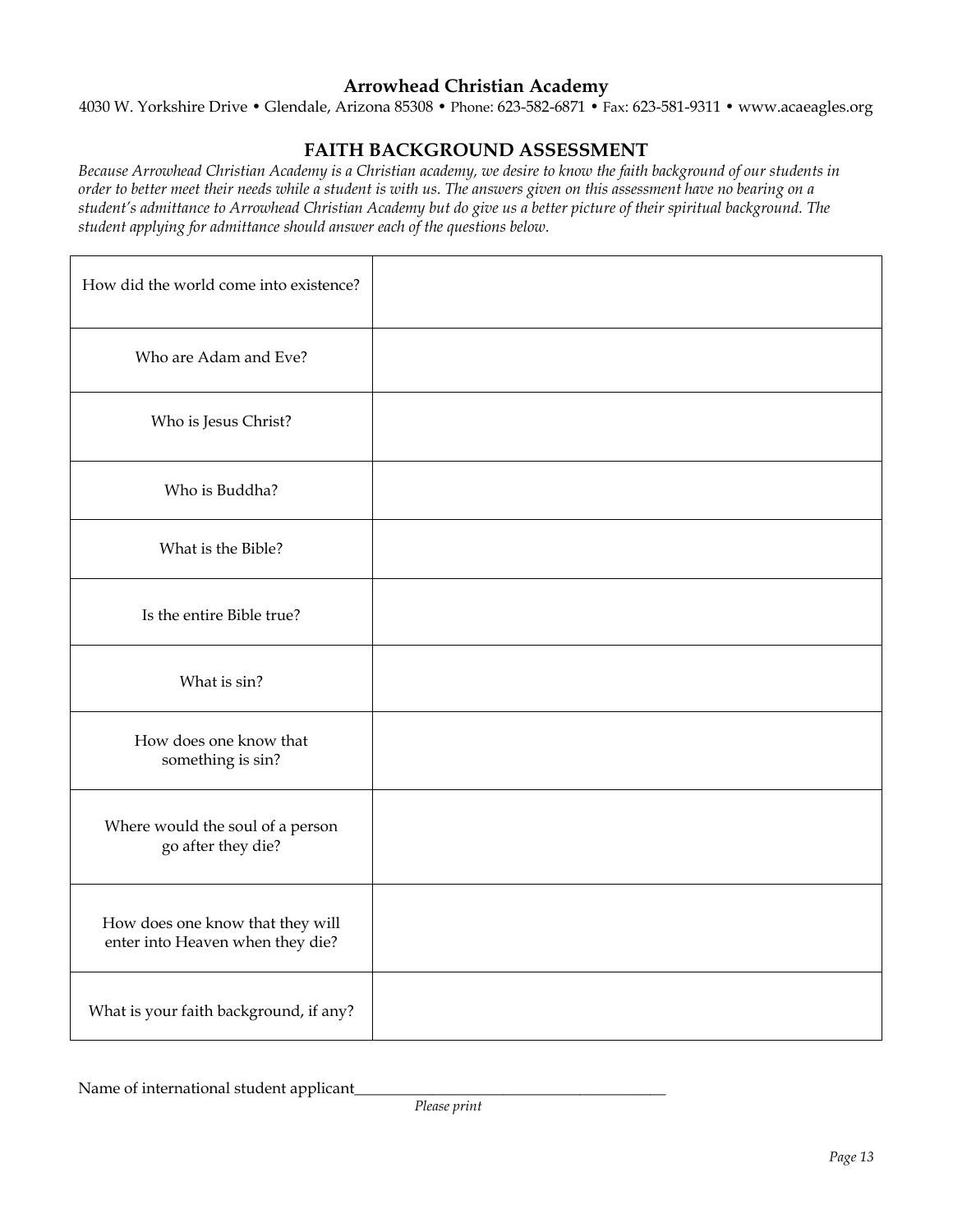# Arrowhead Christian Academy

4030 W. Yorkshire Drive • Glendale, Arizona 85308 • Phone: 623-582-6871 • Fax: 623-581-9311 • www.acaeagles.org

## FAITH BACKGROUND ASSESSMENT

*Because Arrowhead Christian Academy is a Christian academy, we desire to know the faith background of our students in order to better meet their needs while a student is with us. The answers given on this assessment have no bearing on a student's admittance to Arrowhead Christian Academy but do give us a better picture of their spiritual background. The student applying for admittance should answer each of the questions below.*

| | |
|---|---|
| How did the world come into existence? | |
| Who are Adam and Eve? | |
| Who is Jesus Christ? | |
| Who is Buddha? | |
| What is the Bible? | |
| Is the entire Bible true? | |
| What is sin? | |
| How does one know that something is sin? | |
| Where would the soul of a person go after they die? | |
| How does one know that they will enter into Heaven when they die? | |
| What is your faith background, if any? | |

Name of international student applicant________________________________________
*Please print*